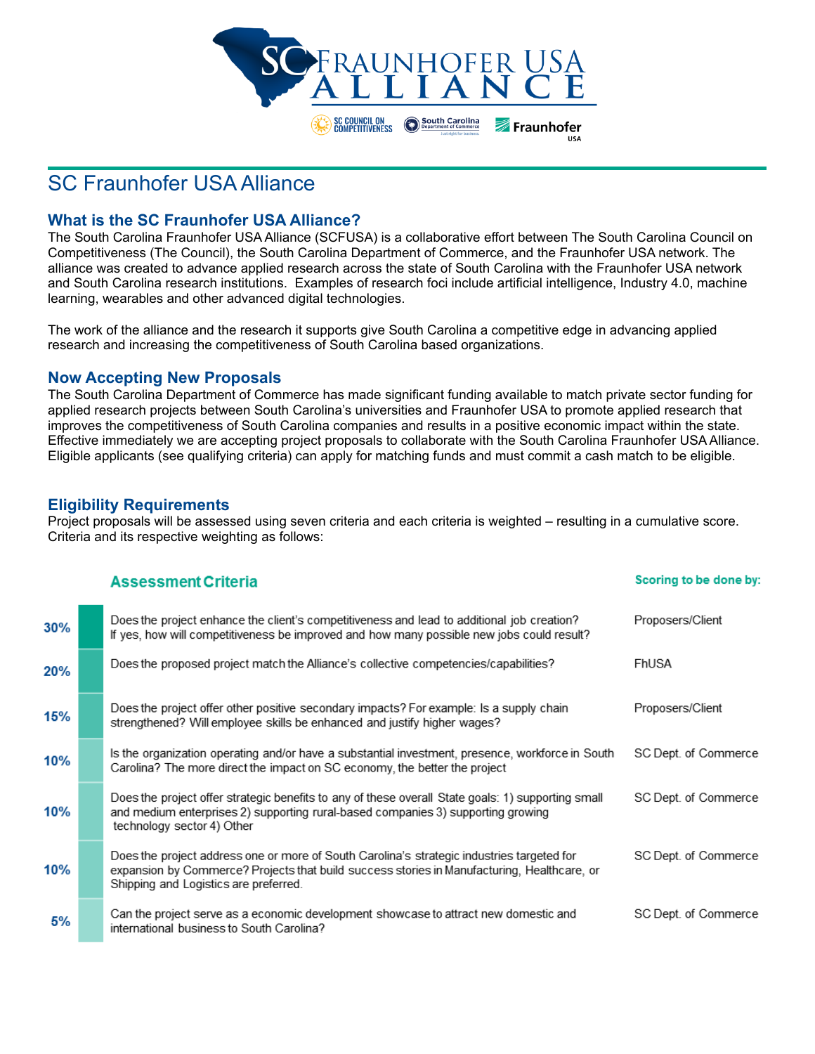# SC Fraunhofer USA Alliance

## What is the SC Fraunhofer USA Alliance?

The South Carolina Fraunhofer USA Alliance (SCFUSA) is a collaborative effort between The South Carolina Council on Competitiveness (The Council), the South Carolina Department of Commerce, and the Fraunhofer USA network. The alliance was created to advance applied research across the state of South Carolina with the Fraunhofer USA network and South Carolina research institutions. Examples of research foci include artificial intelligence, Industry 4.0, machine learning, wearables and other advanced digital technologies.

The work of the alliance and the research it supports give South Carolina a competitive edge in advancing applied research and increasing the competitiveness of South Carolina based organizations.

## Now Accepting New Proposals

The South Carolina Department of Commerce has made significant funding available to match private sector funding for applied research projects between South Carolina's universities and Fraunhofer USA to promote applied research that improves the competitiveness of South Carolina companies and results in a positive economic impact within the state. Effective immediately we are accepting project proposals to collaborate with the South Carolina Fraunhofer USA Alliance. Eligible applicants (see qualifying criteria) can apply for matching funds and must commit a cash match to be eligible.

## Eligibility Requirements

Project proposals will be assessed using seven criteria and each criteria is weighted – resulting in a cumulative score. Criteria and its respective weighting as follows:

| Weight | Assessment Criteria | Scoring to be done by: |
|---|---|---|
| 30% | Does the project enhance the client's competitiveness and lead to additional job creation? If yes, how will competitiveness be improved and how many possible new jobs could result? | Proposers/Client |
| 20% | Does the proposed project match the Alliance's collective competencies/capabilities? | FhUSA |
| 15% | Does the project offer other positive secondary impacts? For example: Is a supply chain strengthened? Will employee skills be enhanced and justify higher wages? | Proposers/Client |
| 10% | Is the organization operating and/or have a substantial investment, presence, workforce in South Carolina? The more direct the impact on SC economy, the better the project | SC Dept. of Commerce |
| 10% | Does the project offer strategic benefits to any of these overall State goals: 1) supporting small and medium enterprises 2) supporting rural-based companies 3) supporting growing technology sector 4) Other | SC Dept. of Commerce |
| 10% | Does the project address one or more of South Carolina's strategic industries targeted for expansion by Commerce? Projects that build success stories in Manufacturing, Healthcare, or Shipping and Logistics are preferred. | SC Dept. of Commerce |
| 5% | Can the project serve as a economic development showcase to attract new domestic and international business to South Carolina? | SC Dept. of Commerce |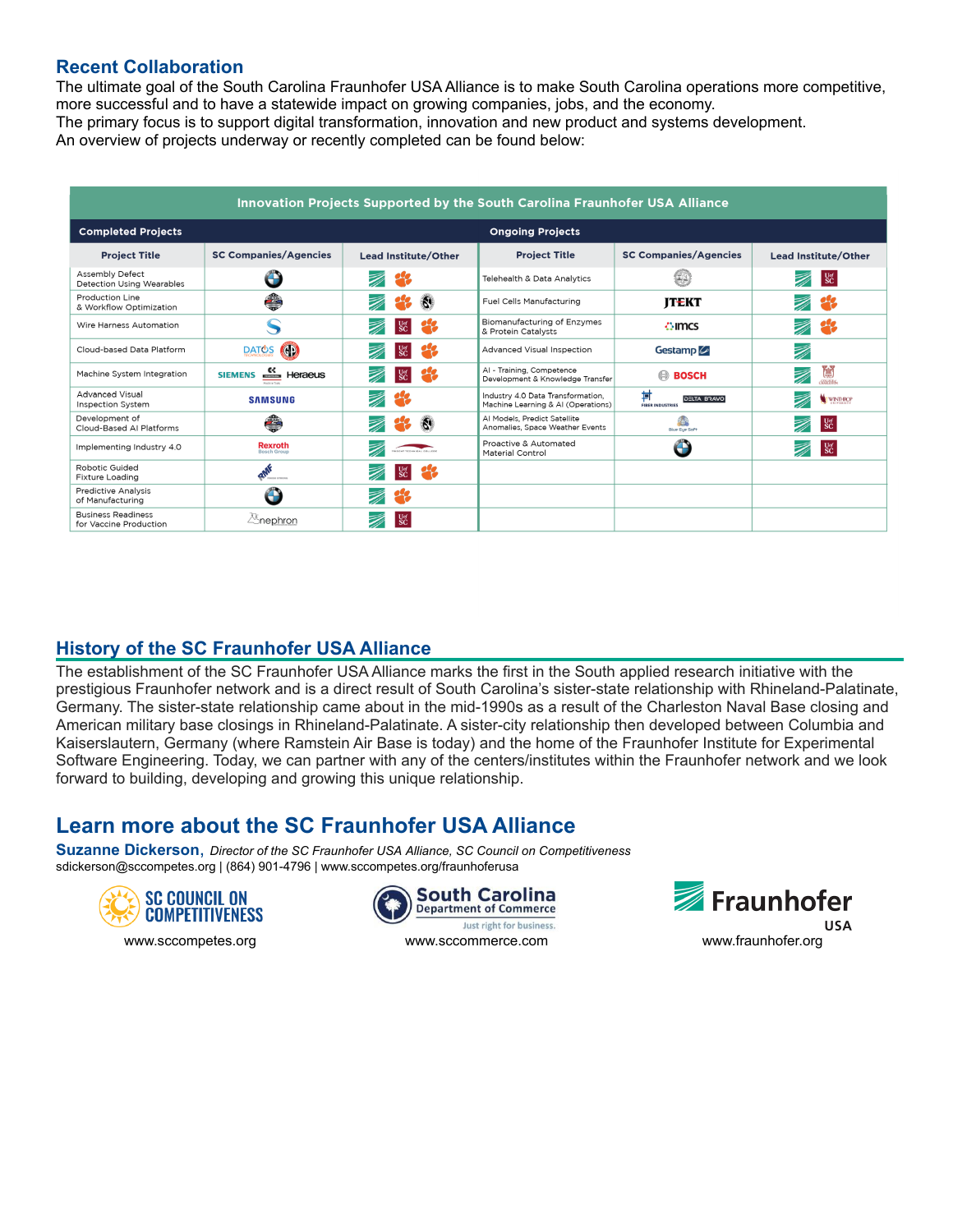## Recent Collaboration

The ultimate goal of the South Carolina Fraunhofer USA Alliance is to make South Carolina operations more competitive, more successful and to have a statewide impact on growing companies, jobs, and the economy.
The primary focus is to support digital transformation, innovation and new product and systems development.
An overview of projects underway or recently completed can be found below:

**Innovation Projects Supported by the South Carolina Fraunhofer USA Alliance**

| Completed Projects | | | Ongoing Projects | | |
|---|---|---|---|---|---|
| **Project Title** | **SC Companies/Agencies** | **Lead Institute/Other** | **Project Title** | **SC Companies/Agencies** | **Lead Institute/Other** |
| Assembly Defect Detection Using Wearables | | | Telehealth & Data Analytics | | |
| Production Line & Workflow Optimization | | | Fuel Cells Manufacturing | JTEKT | |
| Wire Harness Automation | | | Biomanufacturing of Enzymes & Protein Catalysts | imcs | |
| Cloud-based Data Platform | DATOS | | Advanced Visual Inspection | Gestamp | |
| Machine System Integration | SIEMENS Heraeus | | AI - Training, Competence Development & Knowledge Transfer | BOSCH | |
| Advanced Visual Inspection System | SAMSUNG | | Industry 4.0 Data Transformation, Machine Learning & AI (Operations) | FIBER INDUSTRIES DELTA BRAVO | WINTHROP UNIVERSITY |
| Development of Cloud-Based AI Platforms | | | AI Models, Predict Satellite Anomalies, Space Weather Events | Blue Eye Soft | |
| Implementing Industry 4.0 | Rexroth Bosch Group | | Proactive & Automated Material Control | | |
| Robotic Guided Fixture Loading | | | | | |
| Predictive Analysis of Manufacturing | | | | | |
| Business Readiness for Vaccine Production | nephron | | | | |

## History of the SC Fraunhofer USA Alliance

The establishment of the SC Fraunhofer USA Alliance marks the first in the South applied research initiative with the prestigious Fraunhofer network and is a direct result of South Carolina's sister-state relationship with Rhineland-Palatinate, Germany. The sister-state relationship came about in the mid-1990s as a result of the Charleston Naval Base closing and American military base closings in Rhineland-Palatinate. A sister-city relationship then developed between Columbia and Kaiserslautern, Germany (where Ramstein Air Base is today) and the home of the Fraunhofer Institute for Experimental Software Engineering. Today, we can partner with any of the centers/institutes within the Fraunhofer network and we look forward to building, developing and growing this unique relationship.

## Learn more about the SC Fraunhofer USA Alliance

**Suzanne Dickerson**, *Director of the SC Fraunhofer USA Alliance, SC Council on Competitiveness*
sdickerson@sccompetes.org | (864) 901-4796 | www.sccompetes.org/fraunhoferusa

SC COUNCIL ON COMPETITIVENESS
www.sccompetes.org

South Carolina Department of Commerce
Just right for business.
www.sccommerce.com

Fraunhofer USA
www.fraunhofer.org